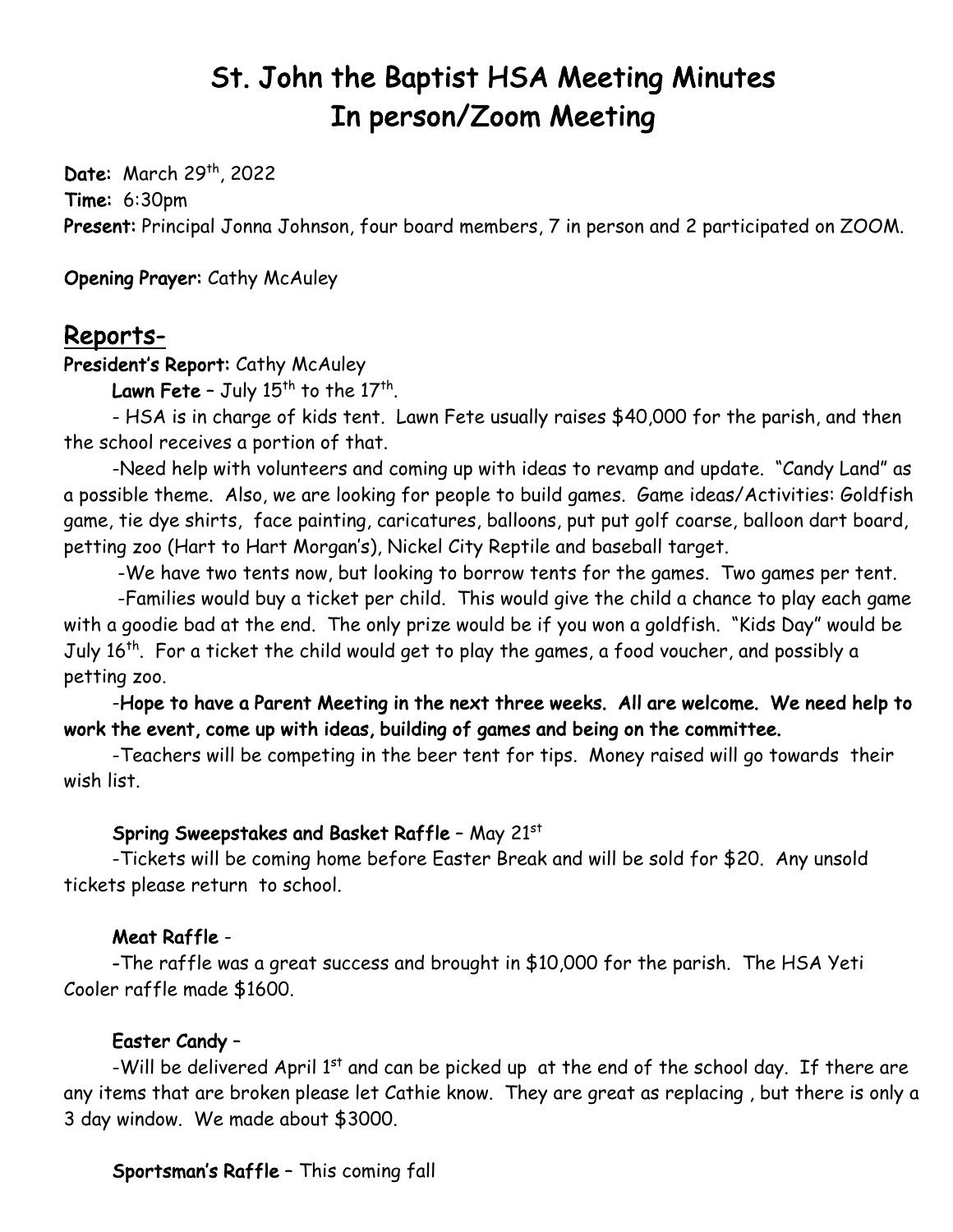# St. John the Baptist HSA Meeting Minutes
# In person/Zoom Meeting

**Date:** March 29th, 2022
**Time:** 6:30pm
**Present:** Principal Jonna Johnson, four board members, 7 in person and 2 participated on ZOOM.

**Opening Prayer:** Cathy McAuley

## Reports-

**President's Report:** Cathy McAuley

**Lawn Fete** – July 15th to the 17th.

- HSA is in charge of kids tent. Lawn Fete usually raises $40,000 for the parish, and then the school receives a portion of that.

-Need help with volunteers and coming up with ideas to revamp and update. "Candy Land" as a possible theme. Also, we are looking for people to build games. Game ideas/Activities: Goldfish game, tie dye shirts, face painting, caricatures, balloons, put put golf coarse, balloon dart board, petting zoo (Hart to Hart Morgan's), Nickel City Reptile and baseball target.

-We have two tents now, but looking to borrow tents for the games. Two games per tent.

-Families would buy a ticket per child. This would give the child a chance to play each game with a goodie bad at the end. The only prize would be if you won a goldfish. "Kids Day" would be July 16th. For a ticket the child would get to play the games, a food voucher, and possibly a petting zoo.

-**Hope to have a Parent Meeting in the next three weeks. All are welcome. We need help to work the event, come up with ideas, building of games and being on the committee.**

-Teachers will be competing in the beer tent for tips. Money raised will go towards their wish list.

**Spring Sweepstakes and Basket Raffle** – May 21st

-Tickets will be coming home before Easter Break and will be sold for $20. Any unsold tickets please return to school.

**Meat Raffle** -

-The raffle was a great success and brought in $10,000 for the parish. The HSA Yeti Cooler raffle made $1600.

**Easter Candy** –

-Will be delivered April 1st and can be picked up at the end of the school day. If there are any items that are broken please let Cathie know. They are great as replacing , but there is only a 3 day window. We made about $3000.

**Sportsman's Raffle** – This coming fall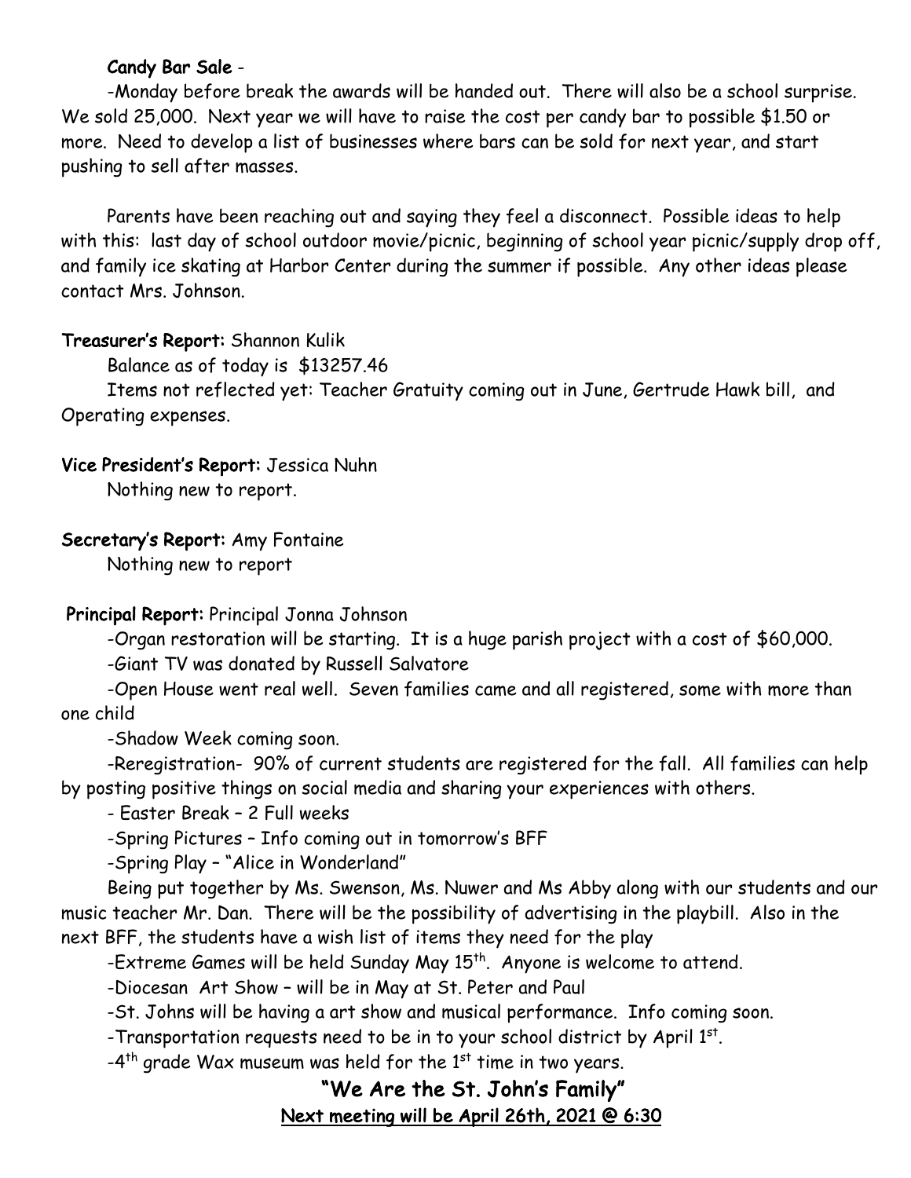**Candy Bar Sale** -

-Monday before break the awards will be handed out. There will also be a school surprise. We sold 25,000. Next year we will have to raise the cost per candy bar to possible $1.50 or more. Need to develop a list of businesses where bars can be sold for next year, and start pushing to sell after masses.

Parents have been reaching out and saying they feel a disconnect. Possible ideas to help with this: last day of school outdoor movie/picnic, beginning of school year picnic/supply drop off, and family ice skating at Harbor Center during the summer if possible. Any other ideas please contact Mrs. Johnson.

**Treasurer's Report:** Shannon Kulik

Balance as of today is $13257.46

Items not reflected yet: Teacher Gratuity coming out in June, Gertrude Hawk bill, and Operating expenses.

**Vice President's Report:** Jessica Nuhn

Nothing new to report.

**Secretary's Report:** Amy Fontaine

Nothing new to report

**Principal Report:** Principal Jonna Johnson

-Organ restoration will be starting. It is a huge parish project with a cost of $60,000.

-Giant TV was donated by Russell Salvatore

-Open House went real well. Seven families came and all registered, some with more than one child

-Shadow Week coming soon.

-Reregistration- 90% of current students are registered for the fall. All families can help by posting positive things on social media and sharing your experiences with others.

- Easter Break – 2 Full weeks

-Spring Pictures – Info coming out in tomorrow's BFF

-Spring Play – "Alice in Wonderland"

Being put together by Ms. Swenson, Ms. Nuwer and Ms Abby along with our students and our music teacher Mr. Dan. There will be the possibility of advertising in the playbill. Also in the next BFF, the students have a wish list of items they need for the play

-Extreme Games will be held Sunday May 15th. Anyone is welcome to attend.

-Diocesan Art Show – will be in May at St. Peter and Paul

-St. Johns will be having a art show and musical performance. Info coming soon.

-Transportation requests need to be in to your school district by April 1st.

-4th grade Wax museum was held for the 1st time in two years.

**"We Are the St. John's Family"**

**Next meeting will be April 26th, 2021 @ 6:30**